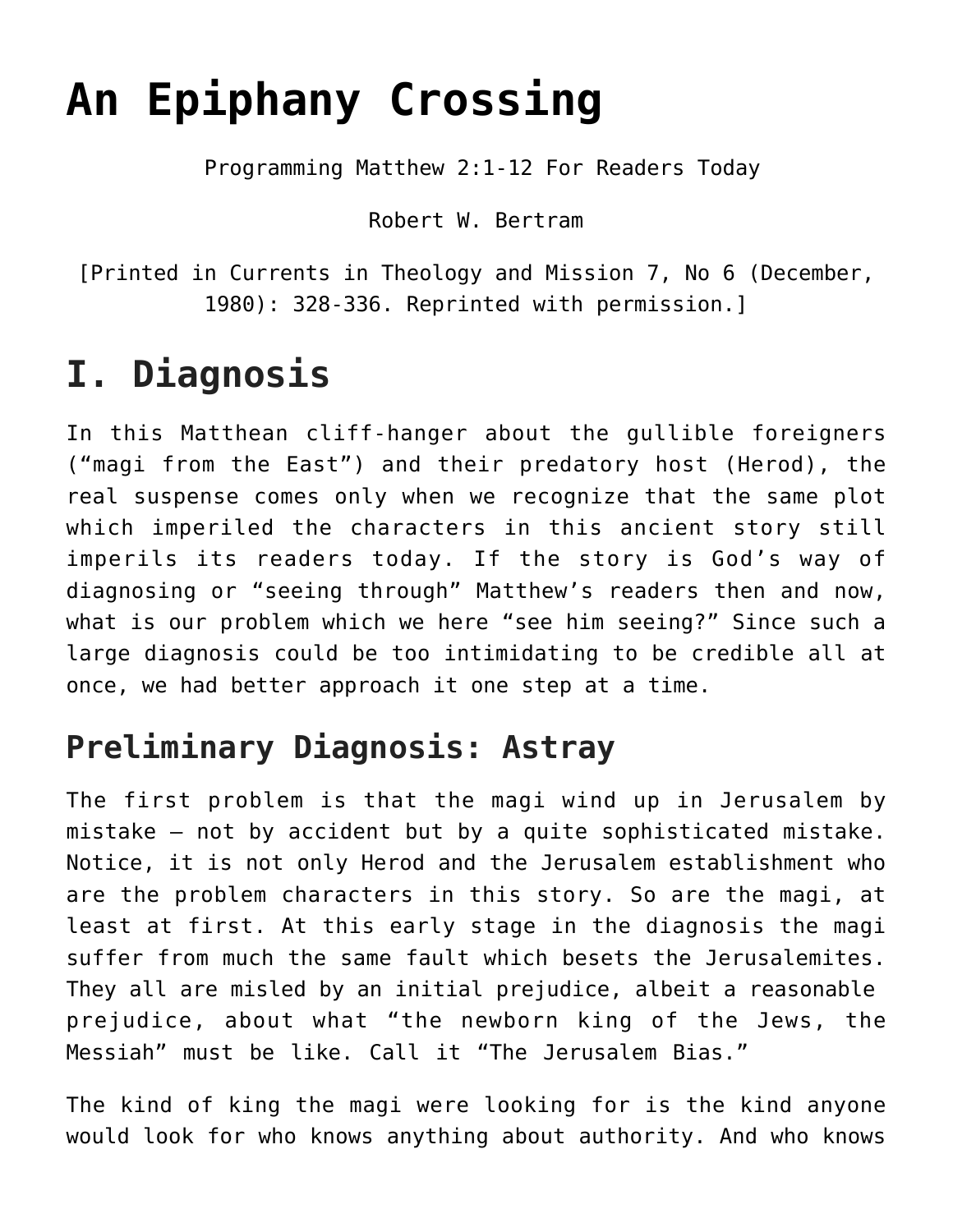# An Epiphany Crossing

Programming Matthew 2:1-12 For Readers Today

Robert W. Bertram

[Printed in Currents in Theology and Mission 7, No 6 (December, 1980): 328-336. Reprinted with permission.]

# I. Diagnosis

In this Matthean cliff-hanger about the gullible foreigners ("magi from the East") and their predatory host (Herod), the real suspense comes only when we recognize that the same plot which imperiled the characters in this ancient story still imperils its readers today. If the story is God's way of diagnosing or "seeing through" Matthew's readers then and now, what is our problem which we here "see him seeing?" Since such a large diagnosis could be too intimidating to be credible all at once, we had better approach it one step at a time.

## Preliminary Diagnosis: Astray

The first problem is that the magi wind up in Jerusalem by mistake – not by accident but by a quite sophisticated mistake. Notice, it is not only Herod and the Jerusalem establishment who are the problem characters in this story. So are the magi, at least at first. At this early stage in the diagnosis the magi suffer from much the same fault which besets the Jerusalemites. They all are misled by an initial prejudice, albeit a reasonable prejudice, about what "the newborn king of the Jews, the Messiah" must be like. Call it "The Jerusalem Bias."

The kind of king the magi were looking for is the kind anyone would look for who knows anything about authority. And who knows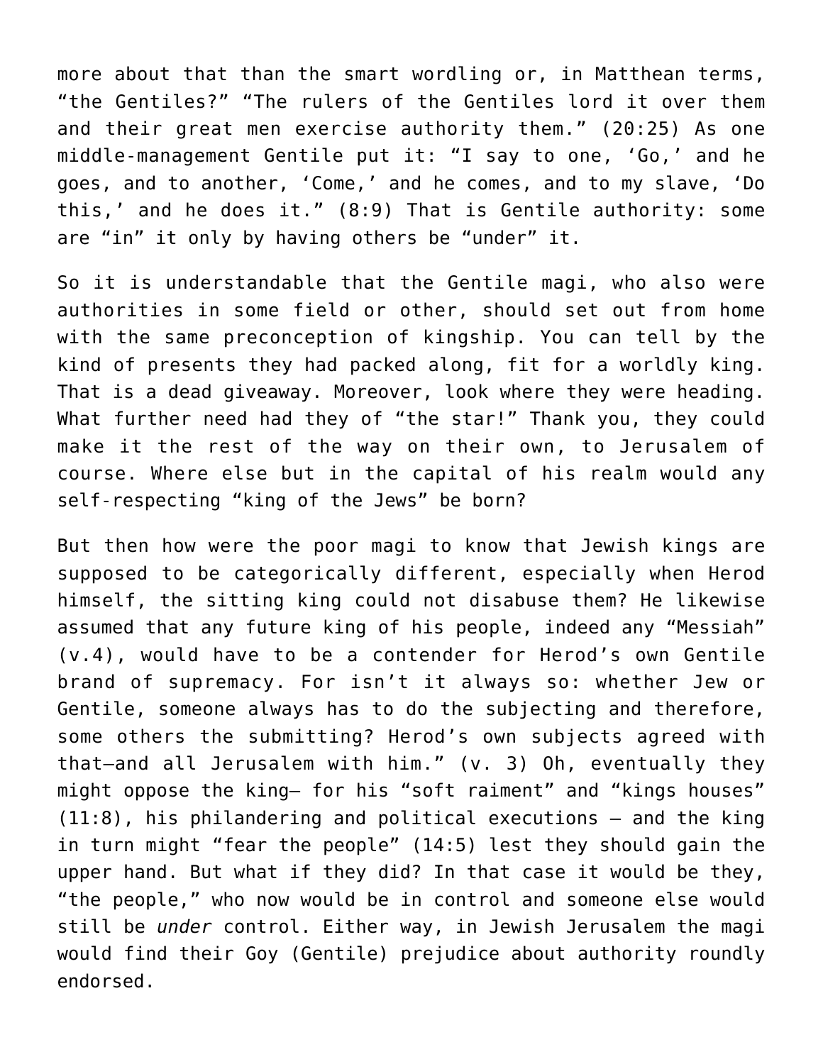more about that than the smart wordling or, in Matthean terms, “the Gentiles?” “The rulers of the Gentiles lord it over them and their great men exercise authority them.” (20:25) As one middle-management Gentile put it: “I say to one, ‘Go,’ and he goes, and to another, ‘Come,’ and he comes, and to my slave, ‘Do this,’ and he does it.” (8:9) That is Gentile authority: some are “in” it only by having others be “under” it.

So it is understandable that the Gentile magi, who also were authorities in some field or other, should set out from home with the same preconception of kingship. You can tell by the kind of presents they had packed along, fit for a worldly king. That is a dead giveaway. Moreover, look where they were heading. What further need had they of “the star!” Thank you, they could make it the rest of the way on their own, to Jerusalem of course. Where else but in the capital of his realm would any self-respecting “king of the Jews” be born?

But then how were the poor magi to know that Jewish kings are supposed to be categorically different, especially when Herod himself, the sitting king could not disabuse them? He likewise assumed that any future king of his people, indeed any “Messiah” (v.4), would have to be a contender for Herod’s own Gentile brand of supremacy. For isn’t it always so: whether Jew or Gentile, someone always has to do the subjecting and therefore, some others the submitting? Herod’s own subjects agreed with that—and all Jerusalem with him.” (v. 3) Oh, eventually they might oppose the king— for his “soft raiment” and “kings houses” (11:8), his philandering and political executions – and the king in turn might “fear the people” (14:5) lest they should gain the upper hand. But what if they did? In that case it would be they, “the people,” who now would be in control and someone else would still be *under* control. Either way, in Jewish Jerusalem the magi would find their Goy (Gentile) prejudice about authority roundly endorsed.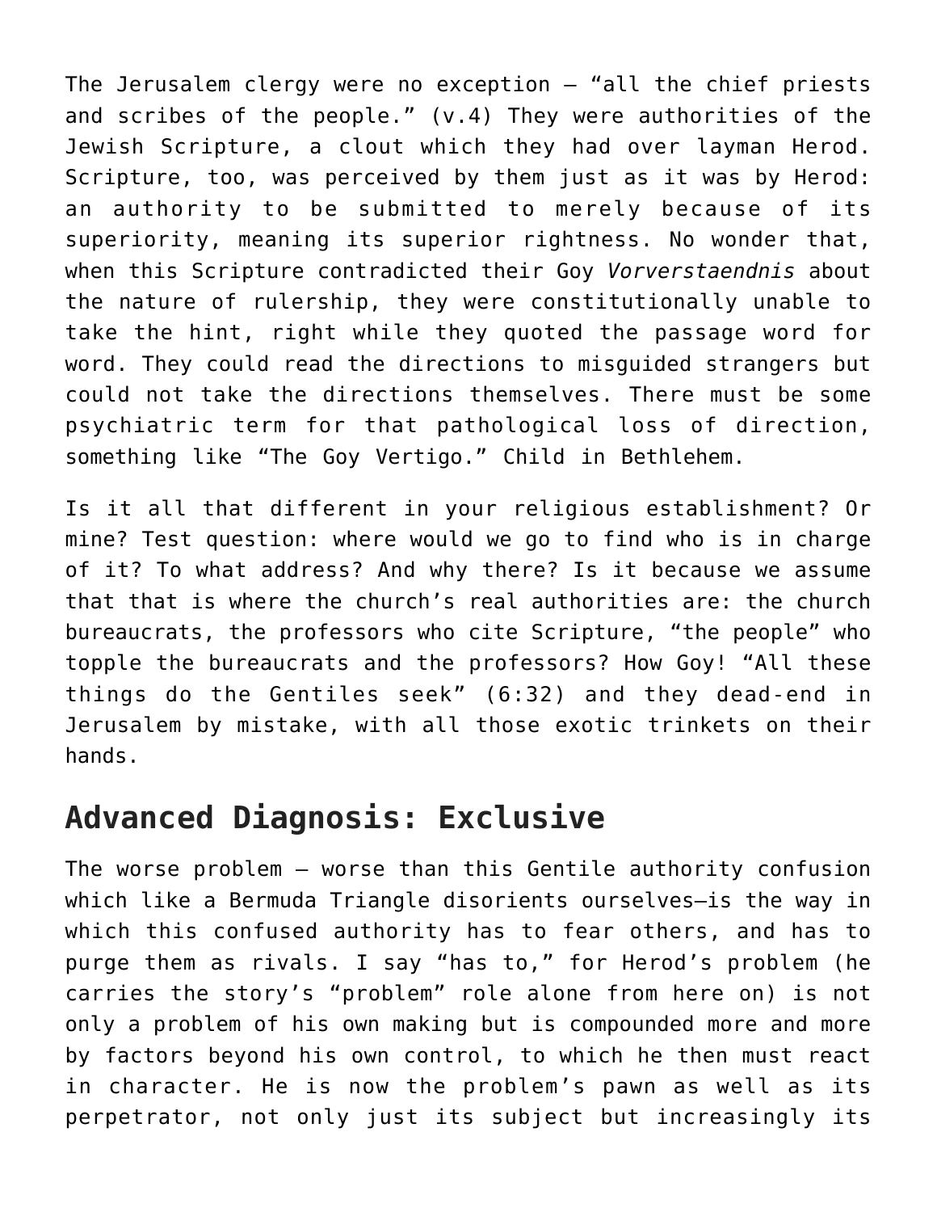The Jerusalem clergy were no exception – "all the chief priests and scribes of the people." (v.4) They were authorities of the Jewish Scripture, a clout which they had over layman Herod. Scripture, too, was perceived by them just as it was by Herod: an authority to be submitted to merely because of its superiority, meaning its superior rightness. No wonder that, when this Scripture contradicted their Goy *Vorverstaendnis* about the nature of rulership, they were constitutionally unable to take the hint, right while they quoted the passage word for word. They could read the directions to misguided strangers but could not take the directions themselves. There must be some psychiatric term for that pathological loss of direction, something like "The Goy Vertigo." Child in Bethlehem.

Is it all that different in your religious establishment? Or mine? Test question: where would we go to find who is in charge of it? To what address? And why there? Is it because we assume that that is where the church's real authorities are: the church bureaucrats, the professors who cite Scripture, "the people" who topple the bureaucrats and the professors? How Goy! "All these things do the Gentiles seek" (6:32) and they dead-end in Jerusalem by mistake, with all those exotic trinkets on their hands.

## Advanced Diagnosis: Exclusive

The worse problem – worse than this Gentile authority confusion which like a Bermuda Triangle disorients ourselves–is the way in which this confused authority has to fear others, and has to purge them as rivals. I say "has to," for Herod's problem (he carries the story's "problem" role alone from here on) is not only a problem of his own making but is compounded more and more by factors beyond his own control, to which he then must react in character. He is now the problem's pawn as well as its perpetrator, not only just its subject but increasingly its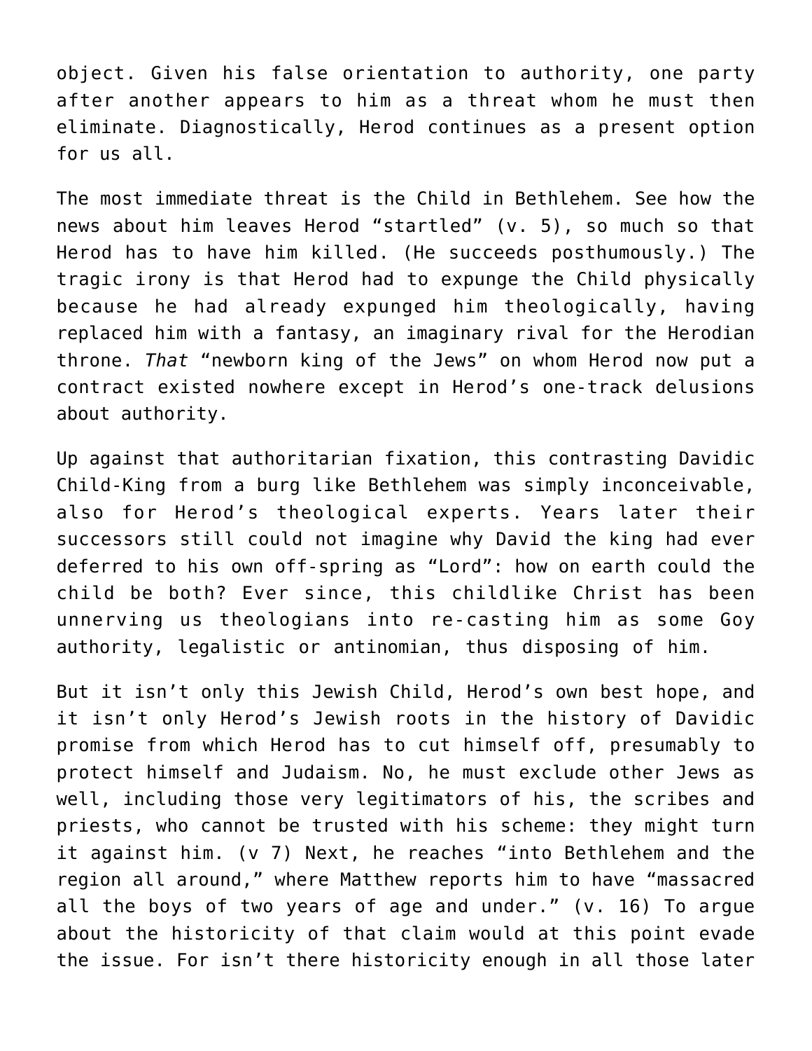object. Given his false orientation to authority, one party after another appears to him as a threat whom he must then eliminate. Diagnostically, Herod continues as a present option for us all.

The most immediate threat is the Child in Bethlehem. See how the news about him leaves Herod "startled" (v. 5), so much so that Herod has to have him killed. (He succeeds posthumously.) The tragic irony is that Herod had to expunge the Child physically because he had already expunged him theologically, having replaced him with a fantasy, an imaginary rival for the Herodian throne. *That* "newborn king of the Jews" on whom Herod now put a contract existed nowhere except in Herod's one-track delusions about authority.

Up against that authoritarian fixation, this contrasting Davidic Child-King from a burg like Bethlehem was simply inconceivable, also for Herod's theological experts. Years later their successors still could not imagine why David the king had ever deferred to his own off-spring as "Lord": how on earth could the child be both? Ever since, this childlike Christ has been unnerving us theologians into re-casting him as some Goy authority, legalistic or antinomian, thus disposing of him.

But it isn't only this Jewish Child, Herod's own best hope, and it isn't only Herod's Jewish roots in the history of Davidic promise from which Herod has to cut himself off, presumably to protect himself and Judaism. No, he must exclude other Jews as well, including those very legitimators of his, the scribes and priests, who cannot be trusted with his scheme: they might turn it against him. (v 7) Next, he reaches "into Bethlehem and the region all around," where Matthew reports him to have "massacred all the boys of two years of age and under." (v. 16) To argue about the historicity of that claim would at this point evade the issue. For isn't there historicity enough in all those later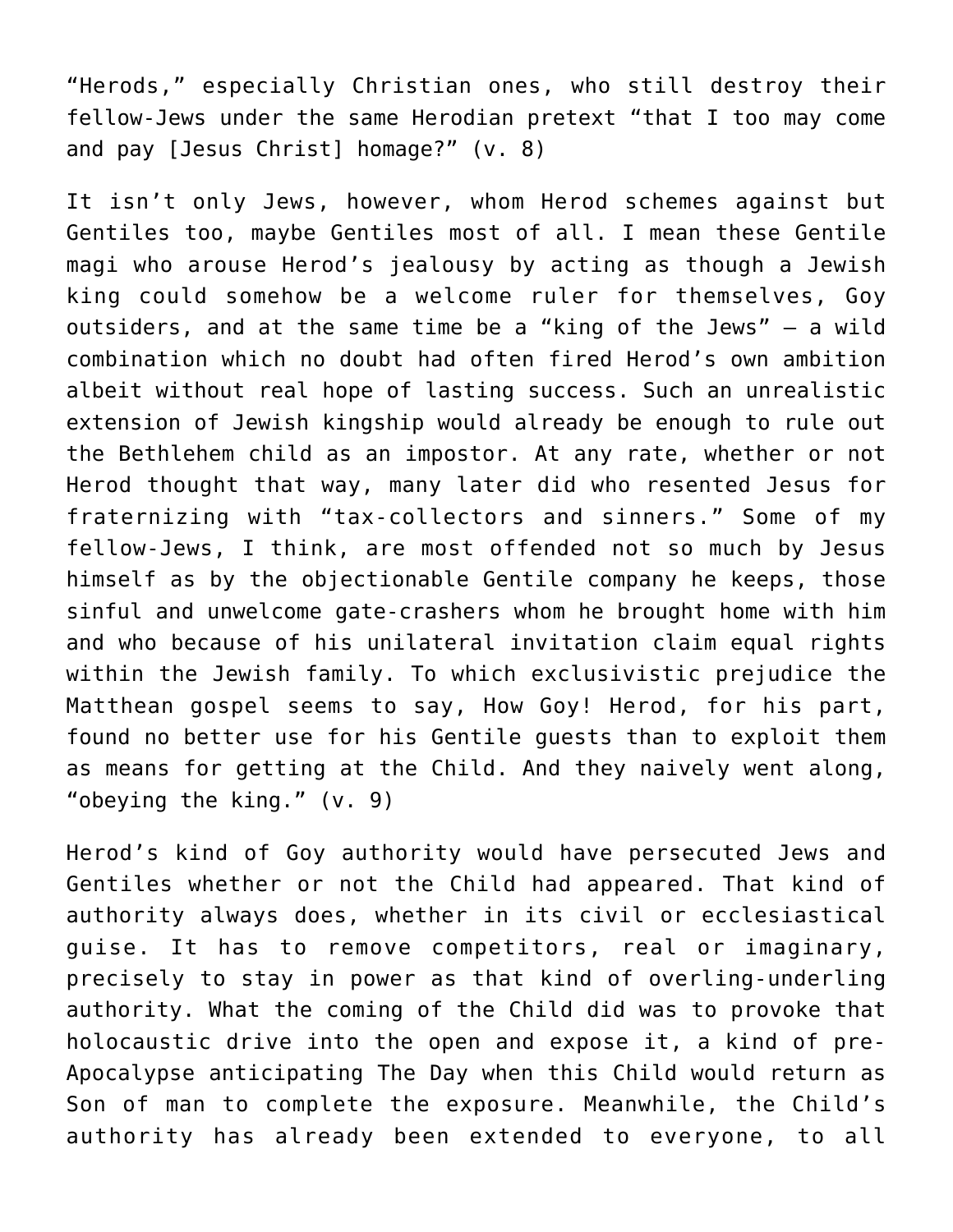"Herods," especially Christian ones, who still destroy their fellow-Jews under the same Herodian pretext "that I too may come and pay [Jesus Christ] homage?" (v. 8)

It isn't only Jews, however, whom Herod schemes against but Gentiles too, maybe Gentiles most of all. I mean these Gentile magi who arouse Herod's jealousy by acting as though a Jewish king could somehow be a welcome ruler for themselves, Goy outsiders, and at the same time be a "king of the Jews" – a wild combination which no doubt had often fired Herod's own ambition albeit without real hope of lasting success. Such an unrealistic extension of Jewish kingship would already be enough to rule out the Bethlehem child as an impostor. At any rate, whether or not Herod thought that way, many later did who resented Jesus for fraternizing with "tax-collectors and sinners." Some of my fellow-Jews, I think, are most offended not so much by Jesus himself as by the objectionable Gentile company he keeps, those sinful and unwelcome gate-crashers whom he brought home with him and who because of his unilateral invitation claim equal rights within the Jewish family. To which exclusivistic prejudice the Matthean gospel seems to say, How Goy! Herod, for his part, found no better use for his Gentile guests than to exploit them as means for getting at the Child. And they naively went along, "obeying the king." (v. 9)

Herod's kind of Goy authority would have persecuted Jews and Gentiles whether or not the Child had appeared. That kind of authority always does, whether in its civil or ecclesiastical guise. It has to remove competitors, real or imaginary, precisely to stay in power as that kind of overling-underling authority. What the coming of the Child did was to provoke that holocaustic drive into the open and expose it, a kind of pre-Apocalypse anticipating The Day when this Child would return as Son of man to complete the exposure. Meanwhile, the Child's authority has already been extended to everyone, to all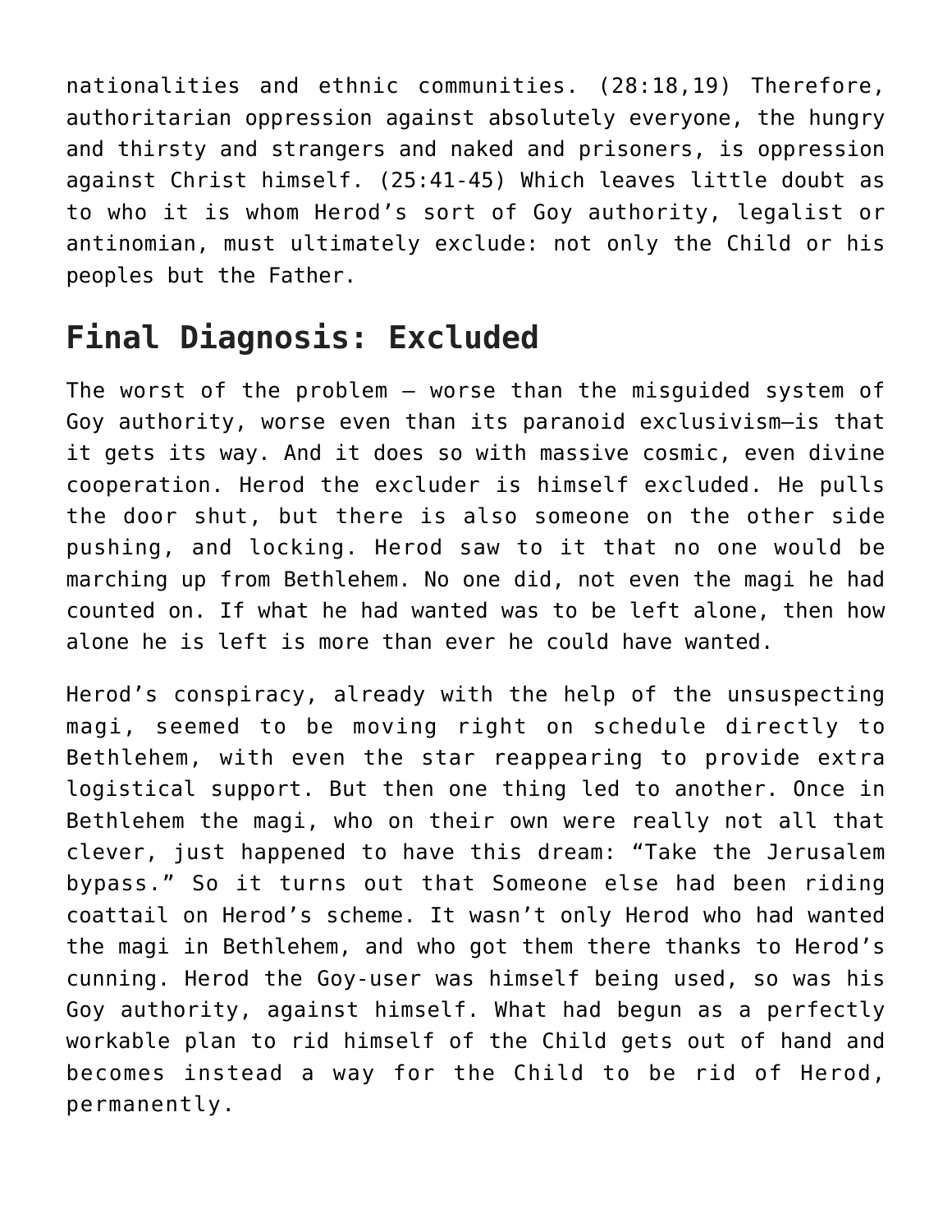nationalities and ethnic communities. (28:18,19) Therefore, authoritarian oppression against absolutely everyone, the hungry and thirsty and strangers and naked and prisoners, is oppression against Christ himself. (25:41-45) Which leaves little doubt as to who it is whom Herod's sort of Goy authority, legalist or antinomian, must ultimately exclude: not only the Child or his peoples but the Father.

## Final Diagnosis: Excluded

The worst of the problem – worse than the misguided system of Goy authority, worse even than its paranoid exclusivism—is that it gets its way. And it does so with massive cosmic, even divine cooperation. Herod the excluder is himself excluded. He pulls the door shut, but there is also someone on the other side pushing, and locking. Herod saw to it that no one would be marching up from Bethlehem. No one did, not even the magi he had counted on. If what he had wanted was to be left alone, then how alone he is left is more than ever he could have wanted.

Herod's conspiracy, already with the help of the unsuspecting magi, seemed to be moving right on schedule directly to Bethlehem, with even the star reappearing to provide extra logistical support. But then one thing led to another. Once in Bethlehem the magi, who on their own were really not all that clever, just happened to have this dream: "Take the Jerusalem bypass." So it turns out that Someone else had been riding coattail on Herod's scheme. It wasn't only Herod who had wanted the magi in Bethlehem, and who got them there thanks to Herod's cunning. Herod the Goy-user was himself being used, so was his Goy authority, against himself. What had begun as a perfectly workable plan to rid himself of the Child gets out of hand and becomes instead a way for the Child to be rid of Herod, permanently.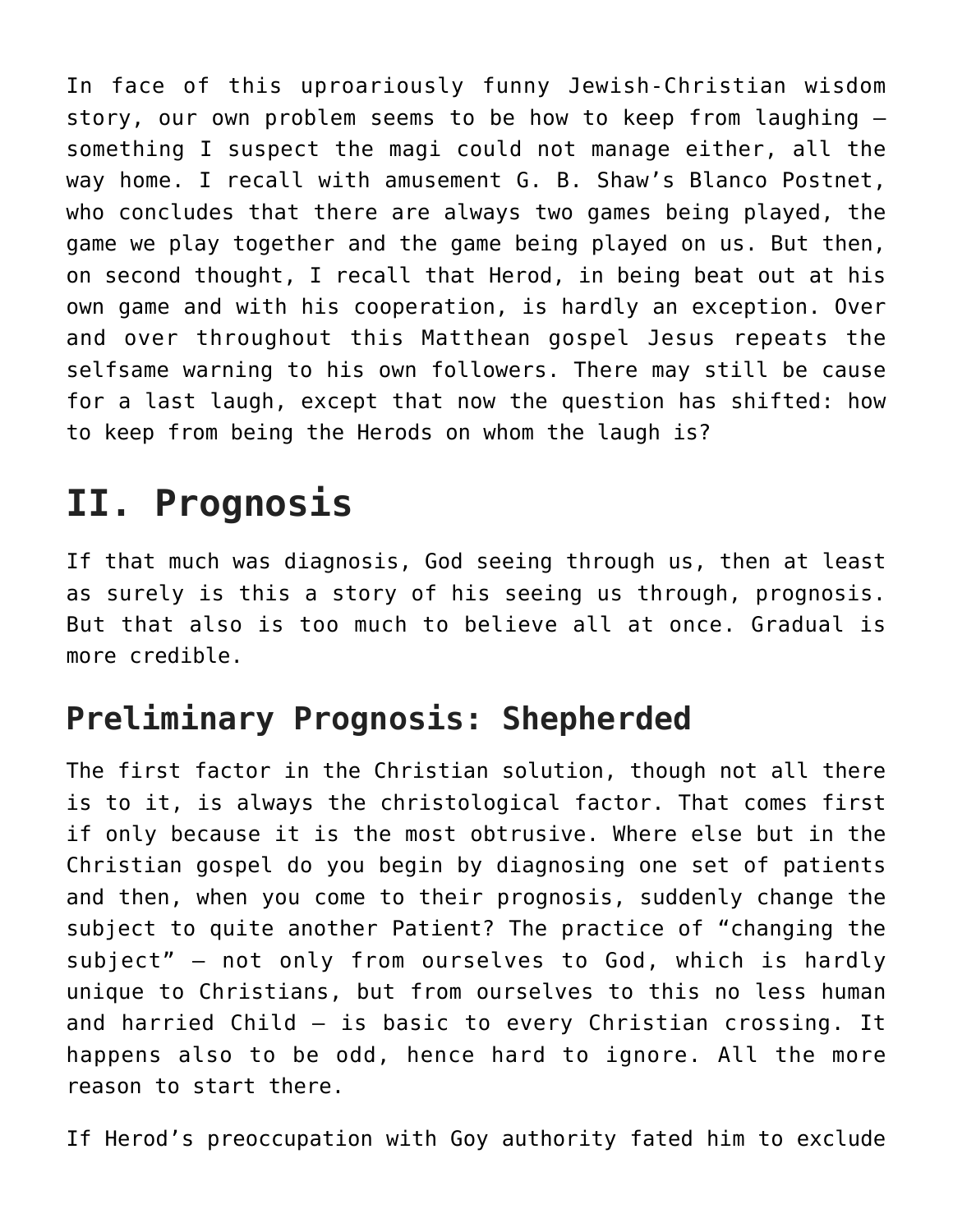In face of this uproariously funny Jewish-Christian wisdom story, our own problem seems to be how to keep from laughing – something I suspect the magi could not manage either, all the way home. I recall with amusement G. B. Shaw's Blanco Postnet, who concludes that there are always two games being played, the game we play together and the game being played on us. But then, on second thought, I recall that Herod, in being beat out at his own game and with his cooperation, is hardly an exception. Over and over throughout this Matthean gospel Jesus repeats the selfsame warning to his own followers. There may still be cause for a last laugh, except that now the question has shifted: how to keep from being the Herods on whom the laugh is?

# II. Prognosis

If that much was diagnosis, God seeing through us, then at least as surely is this a story of his seeing us through, prognosis. But that also is too much to believe all at once. Gradual is more credible.

## Preliminary Prognosis: Shepherded

The first factor in the Christian solution, though not all there is to it, is always the christological factor. That comes first if only because it is the most obtrusive. Where else but in the Christian gospel do you begin by diagnosing one set of patients and then, when you come to their prognosis, suddenly change the subject to quite another Patient? The practice of "changing the subject" – not only from ourselves to God, which is hardly unique to Christians, but from ourselves to this no less human and harried Child – is basic to every Christian crossing. It happens also to be odd, hence hard to ignore. All the more reason to start there.

If Herod's preoccupation with Goy authority fated him to exclude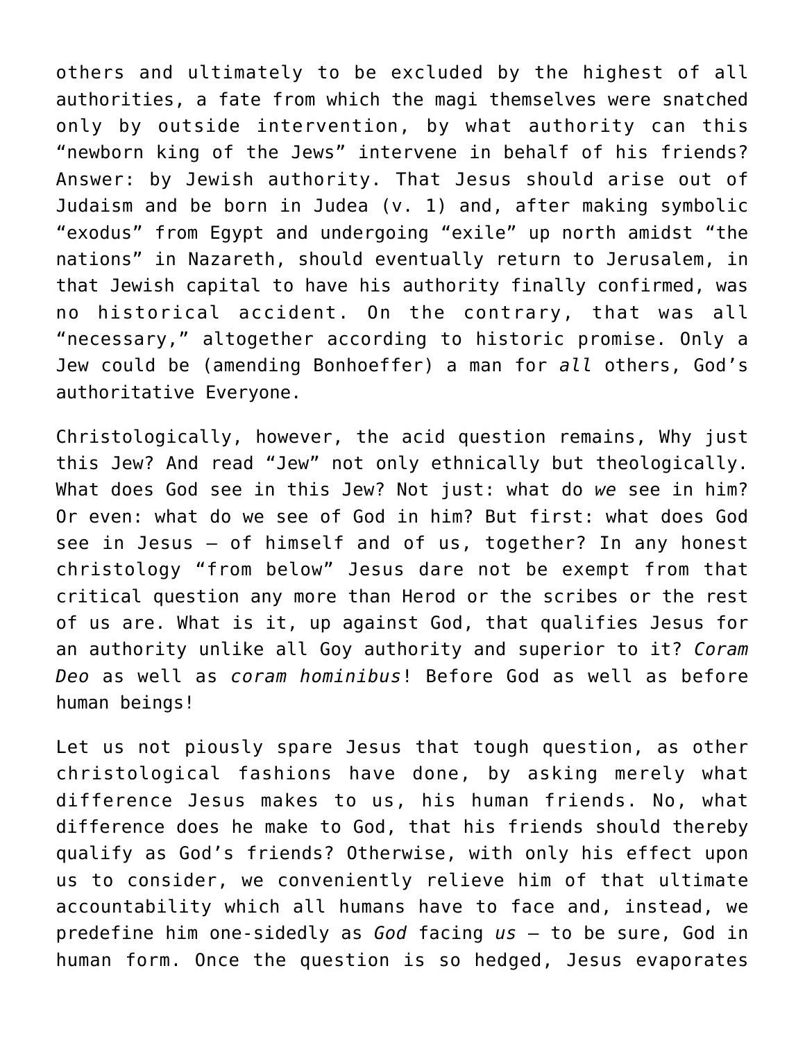others and ultimately to be excluded by the highest of all authorities, a fate from which the magi themselves were snatched only by outside intervention, by what authority can this “newborn king of the Jews” intervene in behalf of his friends? Answer: by Jewish authority. That Jesus should arise out of Judaism and be born in Judea (v. 1) and, after making symbolic “exodus” from Egypt and undergoing “exile” up north amidst “the nations” in Nazareth, should eventually return to Jerusalem, in that Jewish capital to have his authority finally confirmed, was no historical accident. On the contrary, that was all “necessary,” altogether according to historic promise. Only a Jew could be (amending Bonhoeffer) a man for *all* others, God’s authoritative Everyone.

Christologically, however, the acid question remains, Why just this Jew? And read “Jew” not only ethnically but theologically. What does God see in this Jew? Not just: what do *we* see in him? Or even: what do we see of God in him? But first: what does God see in Jesus — of himself and of us, together? In any honest christology “from below” Jesus dare not be exempt from that critical question any more than Herod or the scribes or the rest of us are. What is it, up against God, that qualifies Jesus for an authority unlike all Goy authority and superior to it? *Coram Deo* as well as *coram hominibus*! Before God as well as before human beings!

Let us not piously spare Jesus that tough question, as other christological fashions have done, by asking merely what difference Jesus makes to us, his human friends. No, what difference does he make to God, that his friends should thereby qualify as God’s friends? Otherwise, with only his effect upon us to consider, we conveniently relieve him of that ultimate accountability which all humans have to face and, instead, we predefine him one-sidedly as *God* facing *us* — to be sure, God in human form. Once the question is so hedged, Jesus evaporates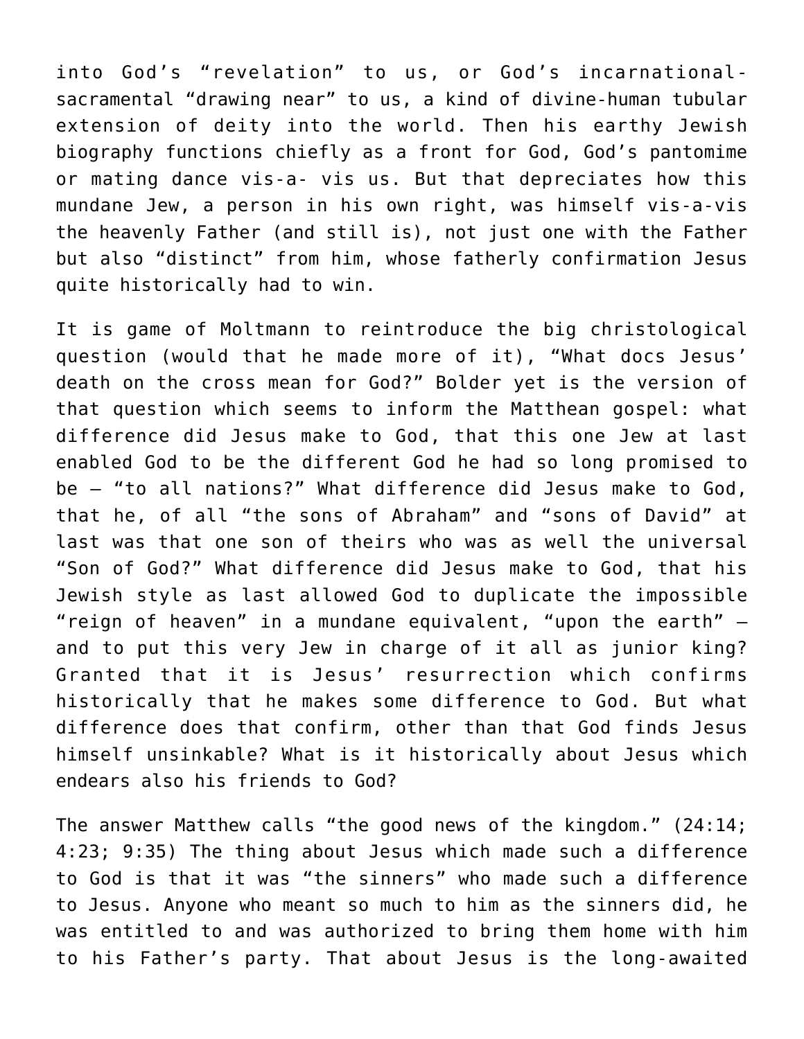into God's "revelation" to us, or God's incarnational-sacramental "drawing near" to us, a kind of divine-human tubular extension of deity into the world. Then his earthy Jewish biography functions chiefly as a front for God, God's pantomime or mating dance vis-a- vis us. But that depreciates how this mundane Jew, a person in his own right, was himself vis-a-vis the heavenly Father (and still is), not just one with the Father but also "distinct" from him, whose fatherly confirmation Jesus quite historically had to win.

It is game of Moltmann to reintroduce the big christological question (would that he made more of it), "What docs Jesus' death on the cross mean for God?" Bolder yet is the version of that question which seems to inform the Matthean gospel: what difference did Jesus make to God, that this one Jew at last enabled God to be the different God he had so long promised to be — "to all nations?" What difference did Jesus make to God, that he, of all "the sons of Abraham" and "sons of David" at last was that one son of theirs who was as well the universal "Son of God?" What difference did Jesus make to God, that his Jewish style as last allowed God to duplicate the impossible "reign of heaven" in a mundane equivalent, "upon the earth" — and to put this very Jew in charge of it all as junior king? Granted that it is Jesus' resurrection which confirms historically that he makes some difference to God. But what difference does that confirm, other than that God finds Jesus himself unsinkable? What is it historically about Jesus which endears also his friends to God?

The answer Matthew calls "the good news of the kingdom." (24:14; 4:23; 9:35) The thing about Jesus which made such a difference to God is that it was "the sinners" who made such a difference to Jesus. Anyone who meant so much to him as the sinners did, he was entitled to and was authorized to bring them home with him to his Father's party. That about Jesus is the long-awaited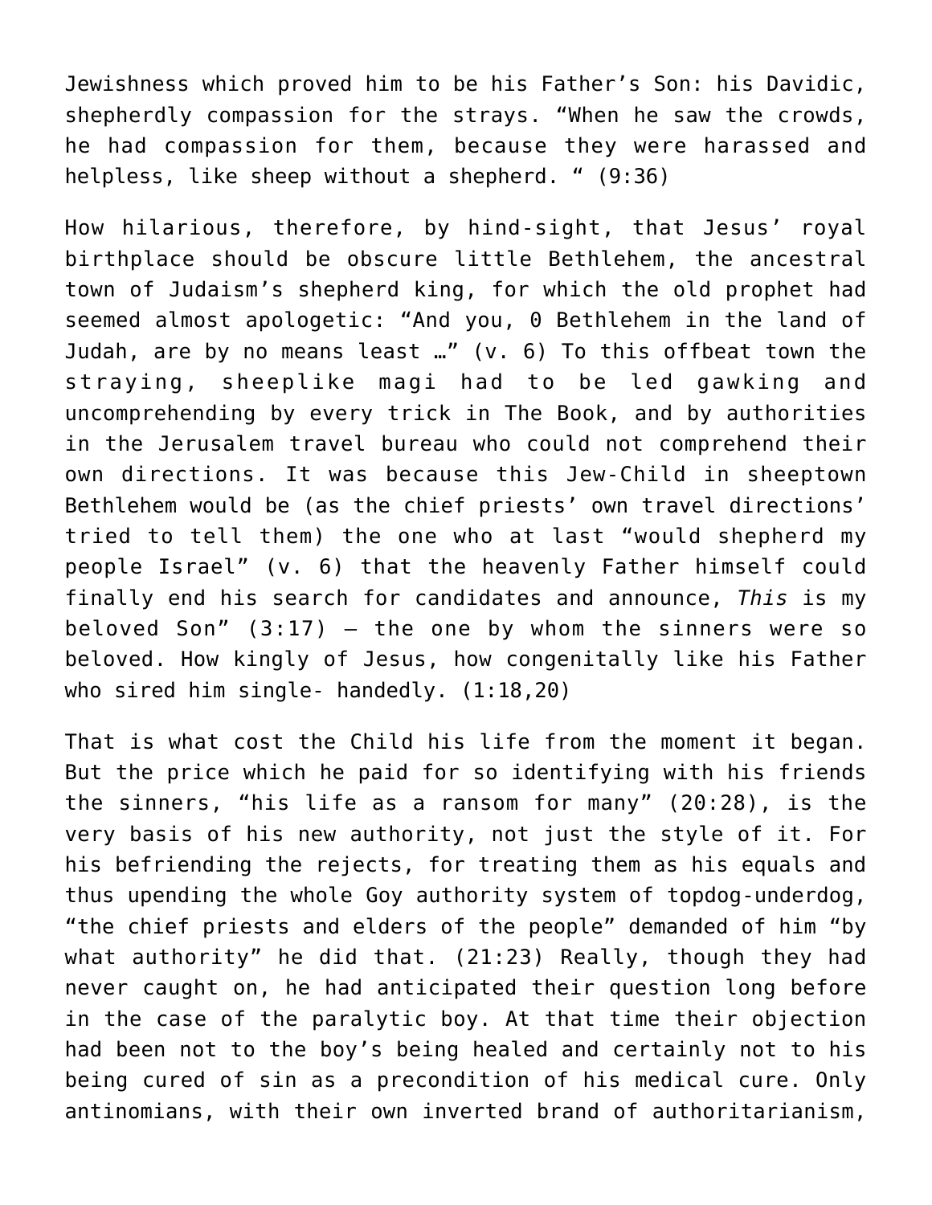Jewishness which proved him to be his Father's Son: his Davidic, shepherdly compassion for the strays. "When he saw the crowds, he had compassion for them, because they were harassed and helpless, like sheep without a shepherd. " (9:36)

How hilarious, therefore, by hind-sight, that Jesus' royal birthplace should be obscure little Bethlehem, the ancestral town of Judaism's shepherd king, for which the old prophet had seemed almost apologetic: "And you, 0 Bethlehem in the land of Judah, are by no means least …" (v. 6) To this offbeat town the straying, sheeplike magi had to be led gawking and uncomprehending by every trick in The Book, and by authorities in the Jerusalem travel bureau who could not comprehend their own directions. It was because this Jew-Child in sheeptown Bethlehem would be (as the chief priests' own travel directions' tried to tell them) the one who at last "would shepherd my people Israel" (v. 6) that the heavenly Father himself could finally end his search for candidates and announce, *This* is my beloved Son" (3:17) — the one by whom the sinners were so beloved. How kingly of Jesus, how congenitally like his Father who sired him single- handedly. (1:18,20)

That is what cost the Child his life from the moment it began. But the price which he paid for so identifying with his friends the sinners, "his life as a ransom for many" (20:28), is the very basis of his new authority, not just the style of it. For his befriending the rejects, for treating them as his equals and thus upending the whole Goy authority system of topdog-underdog, "the chief priests and elders of the people" demanded of him "by what authority" he did that. (21:23) Really, though they had never caught on, he had anticipated their question long before in the case of the paralytic boy. At that time their objection had been not to the boy's being healed and certainly not to his being cured of sin as a precondition of his medical cure. Only antinomians, with their own inverted brand of authoritarianism,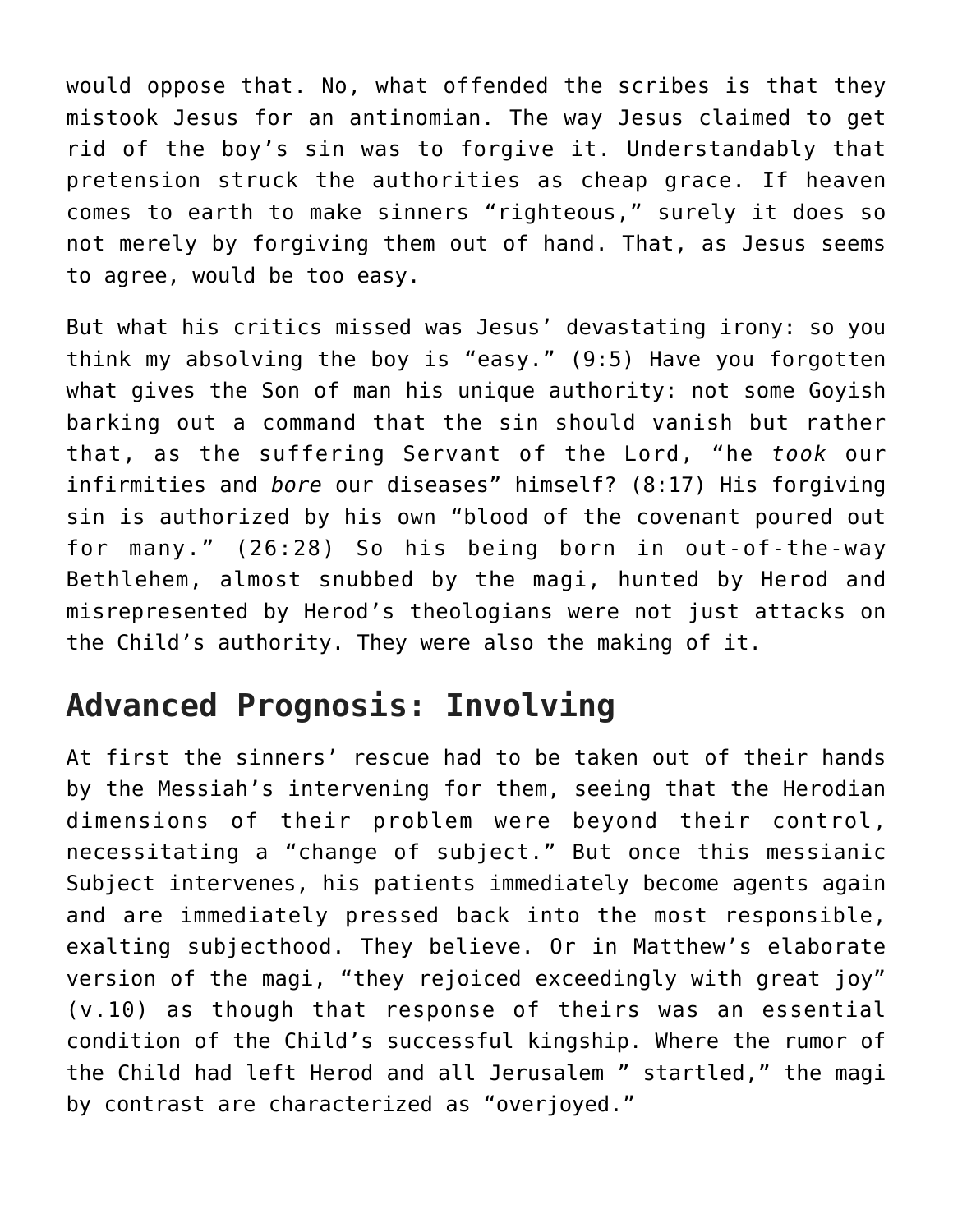would oppose that. No, what offended the scribes is that they mistook Jesus for an antinomian. The way Jesus claimed to get rid of the boy's sin was to forgive it. Understandably that pretension struck the authorities as cheap grace. If heaven comes to earth to make sinners "righteous," surely it does so not merely by forgiving them out of hand. That, as Jesus seems to agree, would be too easy.

But what his critics missed was Jesus' devastating irony: so you think my absolving the boy is "easy." (9:5) Have you forgotten what gives the Son of man his unique authority: not some Goyish barking out a command that the sin should vanish but rather that, as the suffering Servant of the Lord, "he *took* our infirmities and *bore* our diseases" himself? (8:17) His forgiving sin is authorized by his own "blood of the covenant poured out for many." (26:28) So his being born in out-of-the-way Bethlehem, almost snubbed by the magi, hunted by Herod and misrepresented by Herod's theologians were not just attacks on the Child's authority. They were also the making of it.

## Advanced Prognosis: Involving

At first the sinners' rescue had to be taken out of their hands by the Messiah's intervening for them, seeing that the Herodian dimensions of their problem were beyond their control, necessitating a "change of subject." But once this messianic Subject intervenes, his patients immediately become agents again and are immediately pressed back into the most responsible, exalting subjecthood. They believe. Or in Matthew's elaborate version of the magi, "they rejoiced exceedingly with great joy" (v.10) as though that response of theirs was an essential condition of the Child's successful kingship. Where the rumor of the Child had left Herod and all Jerusalem " startled," the magi by contrast are characterized as "overjoyed."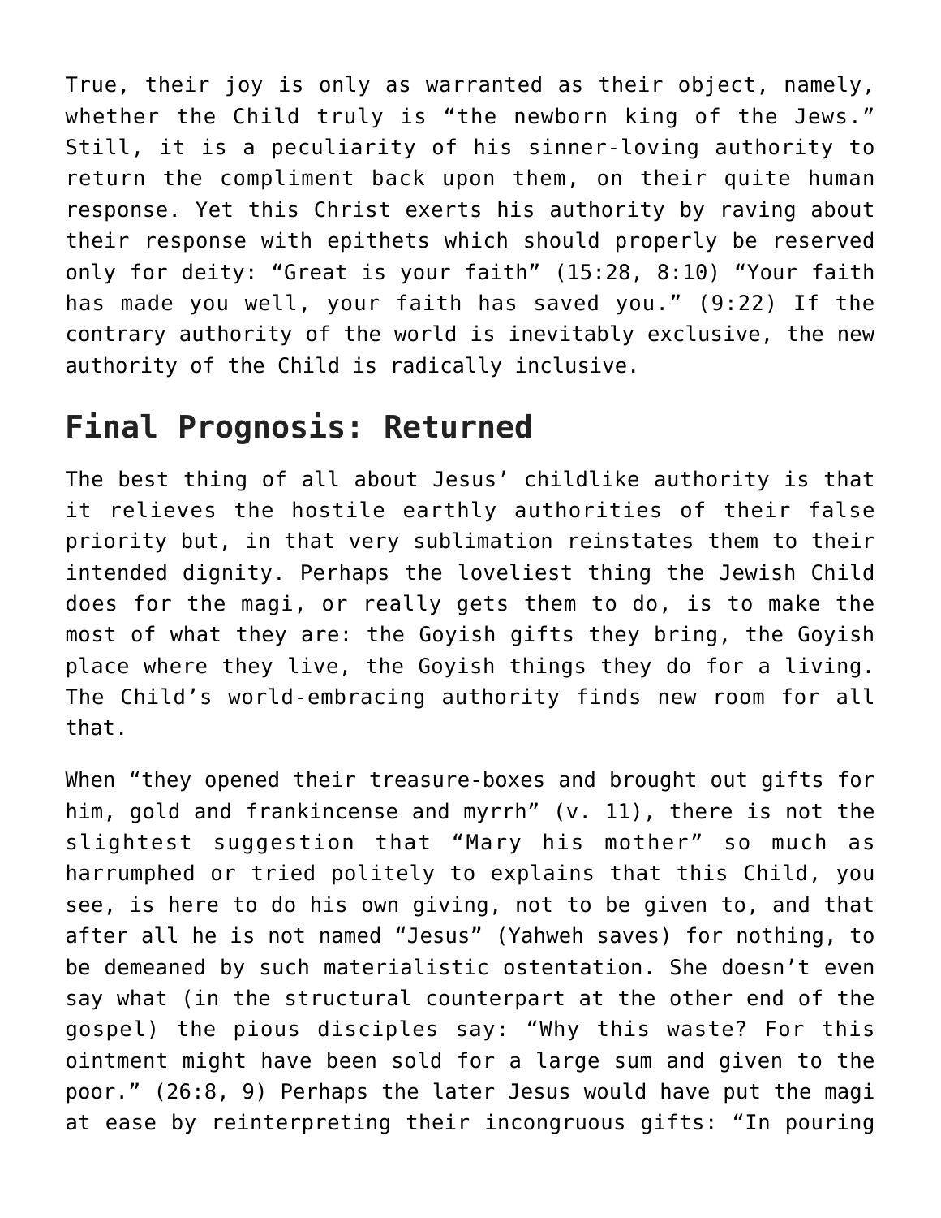True, their joy is only as warranted as their object, namely, whether the Child truly is "the newborn king of the Jews." Still, it is a peculiarity of his sinner-loving authority to return the compliment back upon them, on their quite human response. Yet this Christ exerts his authority by raving about their response with epithets which should properly be reserved only for deity: "Great is your faith" (15:28, 8:10) "Your faith has made you well, your faith has saved you." (9:22) If the contrary authority of the world is inevitably exclusive, the new authority of the Child is radically inclusive.

## Final Prognosis: Returned

The best thing of all about Jesus' childlike authority is that it relieves the hostile earthly authorities of their false priority but, in that very sublimation reinstates them to their intended dignity. Perhaps the loveliest thing the Jewish Child does for the magi, or really gets them to do, is to make the most of what they are: the Goyish gifts they bring, the Goyish place where they live, the Goyish things they do for a living. The Child's world-embracing authority finds new room for all that.

When "they opened their treasure-boxes and brought out gifts for him, gold and frankincense and myrrh" (v. 11), there is not the slightest suggestion that "Mary his mother" so much as harrumphed or tried politely to explains that this Child, you see, is here to do his own giving, not to be given to, and that after all he is not named "Jesus" (Yahweh saves) for nothing, to be demeaned by such materialistic ostentation. She doesn't even say what (in the structural counterpart at the other end of the gospel) the pious disciples say: "Why this waste? For this ointment might have been sold for a large sum and given to the poor." (26:8, 9) Perhaps the later Jesus would have put the magi at ease by reinterpreting their incongruous gifts: "In pouring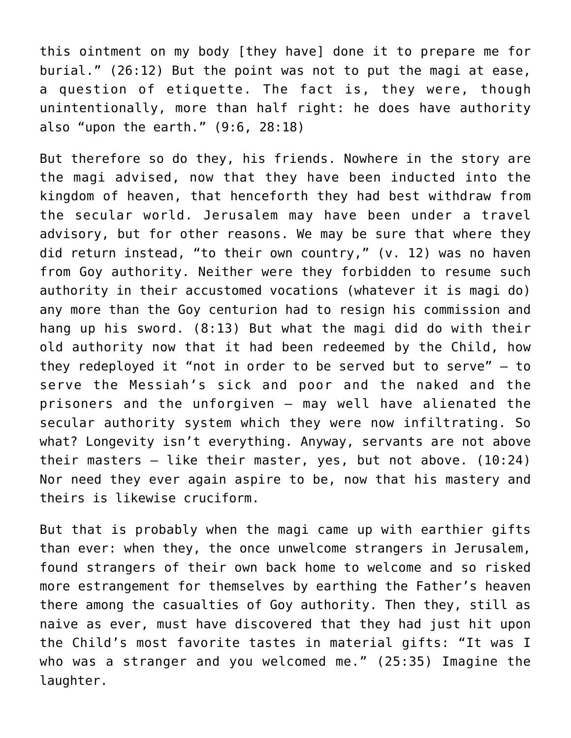this ointment on my body [they have] done it to prepare me for burial." (26:12) But the point was not to put the magi at ease, a question of etiquette. The fact is, they were, though unintentionally, more than half right: he does have authority also "upon the earth." (9:6, 28:18)

But therefore so do they, his friends. Nowhere in the story are the magi advised, now that they have been inducted into the kingdom of heaven, that henceforth they had best withdraw from the secular world. Jerusalem may have been under a travel advisory, but for other reasons. We may be sure that where they did return instead, "to their own country," (v. 12) was no haven from Goy authority. Neither were they forbidden to resume such authority in their accustomed vocations (whatever it is magi do) any more than the Goy centurion had to resign his commission and hang up his sword. (8:13) But what the magi did do with their old authority now that it had been redeemed by the Child, how they redeployed it "not in order to be served but to serve" – to serve the Messiah's sick and poor and the naked and the prisoners and the unforgiven – may well have alienated the secular authority system which they were now infiltrating. So what? Longevity isn't everything. Anyway, servants are not above their masters – like their master, yes, but not above. (10:24) Nor need they ever again aspire to be, now that his mastery and theirs is likewise cruciform.

But that is probably when the magi came up with earthier gifts than ever: when they, the once unwelcome strangers in Jerusalem, found strangers of their own back home to welcome and so risked more estrangement for themselves by earthing the Father's heaven there among the casualties of Goy authority. Then they, still as naive as ever, must have discovered that they had just hit upon the Child's most favorite tastes in material gifts: "It was I who was a stranger and you welcomed me." (25:35) Imagine the laughter.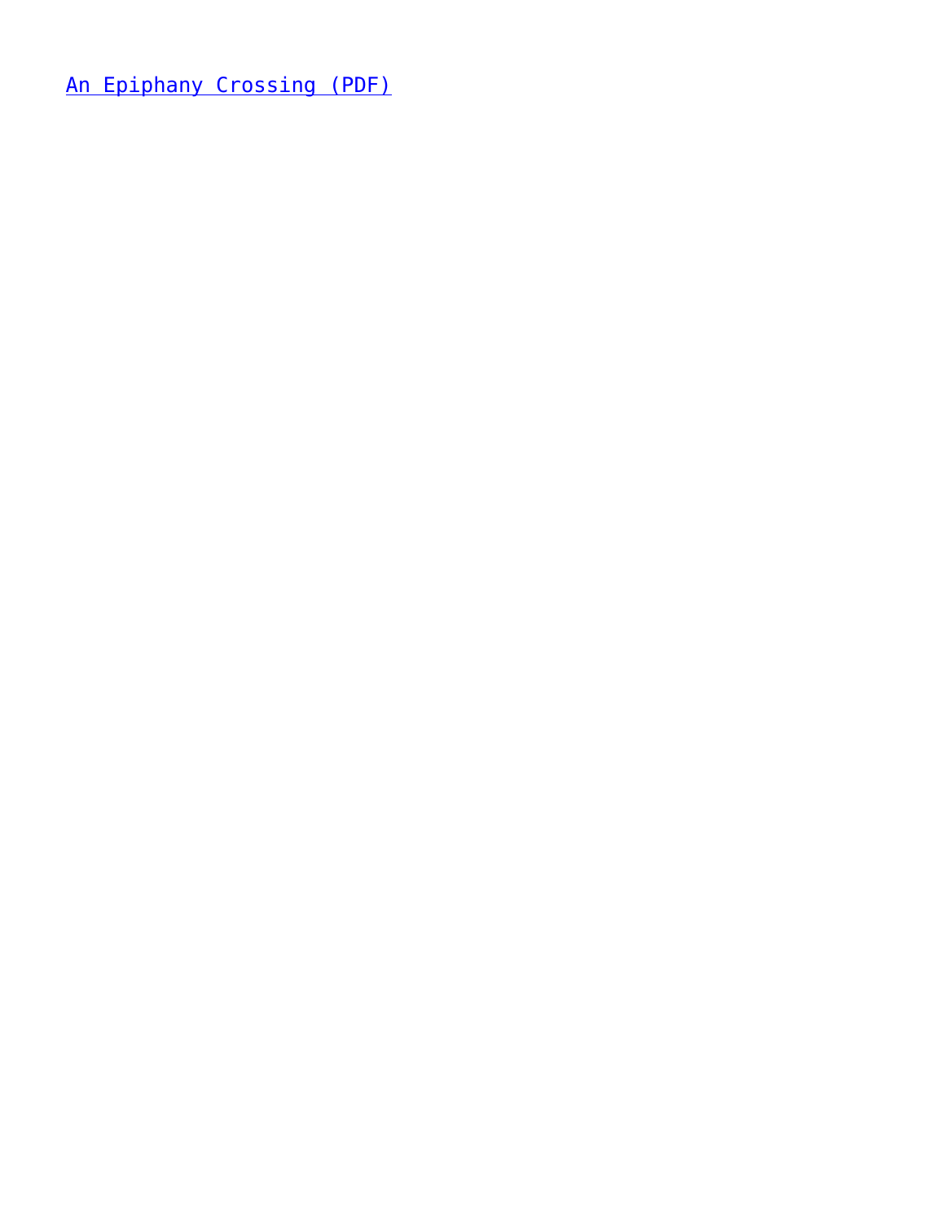An Epiphany Crossing (PDF)